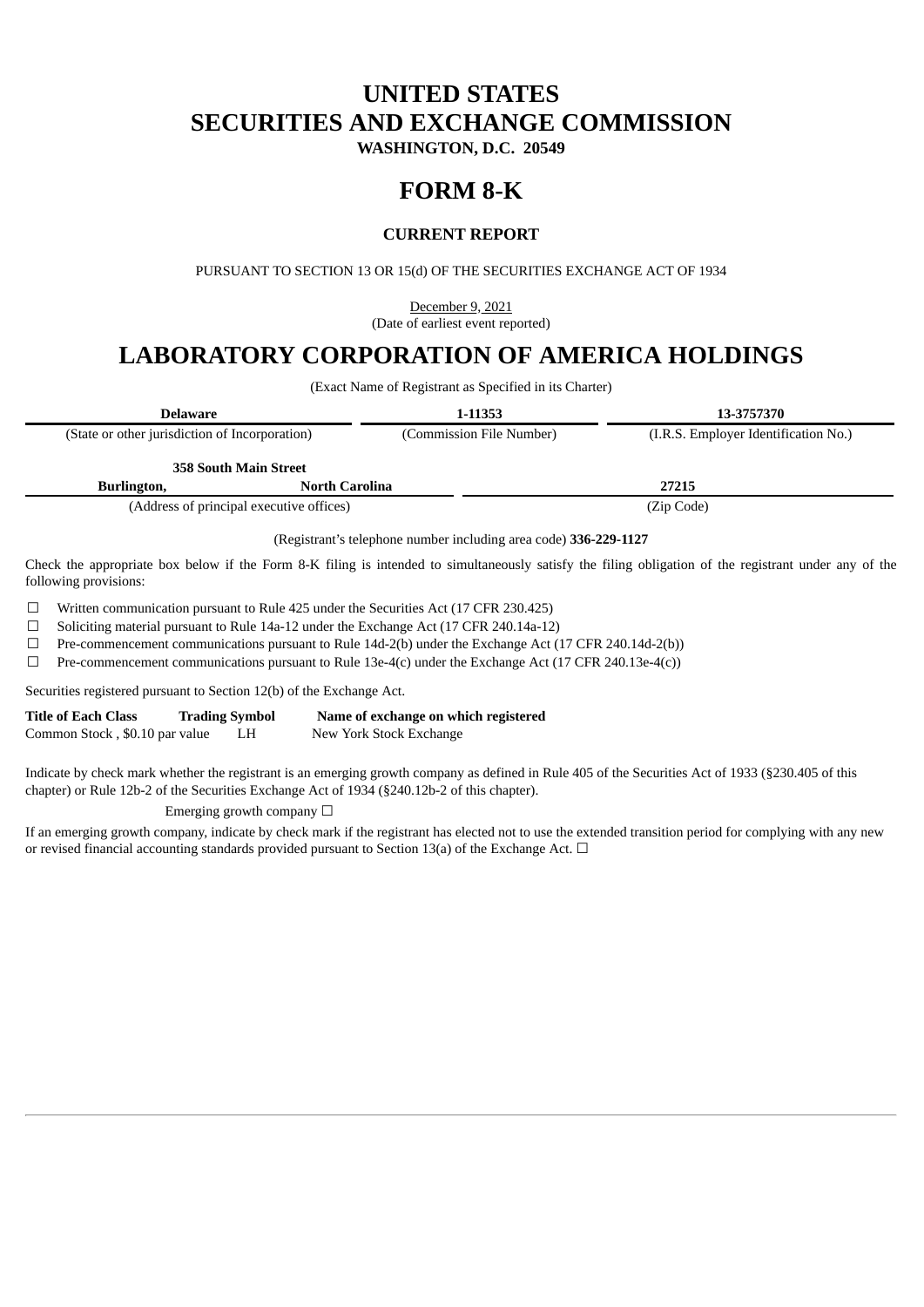# UNITED STATES
# SECURITIES AND EXCHANGE COMMISSION
**WASHINGTON, D.C. 20549**

# FORM 8-K

### CURRENT REPORT

PURSUANT TO SECTION 13 OR 15(d) OF THE SECURITIES EXCHANGE ACT OF 1934

December 9, 2021
(Date of earliest event reported)

# LABORATORY CORPORATION OF AMERICA HOLDINGS

(Exact Name of Registrant as Specified in its Charter)

| **Delaware** | **1-11353** | **13-3757370** |
|---|---|---|
| (State or other jurisdiction of Incorporation) | (Commission File Number) | (I.R.S. Employer Identification No.) |

| **358 South Main Street** | | |
|---|---|---|
| **Burlington,** | **North Carolina** | **27215** |
| (Address of principal executive offices) | | (Zip Code) |

(Registrant's telephone number including area code) **336-229-1127**

Check the appropriate box below if the Form 8-K filing is intended to simultaneously satisfy the filing obligation of the registrant under any of the following provisions:

☐ Written communication pursuant to Rule 425 under the Securities Act (17 CFR 230.425)
☐ Soliciting material pursuant to Rule 14a-12 under the Exchange Act (17 CFR 240.14a-12)
☐ Pre-commencement communications pursuant to Rule 14d-2(b) under the Exchange Act (17 CFR 240.14d-2(b))
☐ Pre-commencement communications pursuant to Rule 13e-4(c) under the Exchange Act (17 CFR 240.13e-4(c))

Securities registered pursuant to Section 12(b) of the Exchange Act.

| **Title of Each Class** | **Trading Symbol** | **Name of exchange on which registered** |
|---|---|---|
| Common Stock , $0.10 par value | LH | New York Stock Exchange |

Indicate by check mark whether the registrant is an emerging growth company as defined in Rule 405 of the Securities Act of 1933 (§230.405 of this chapter) or Rule 12b-2 of the Securities Exchange Act of 1934 (§240.12b-2 of this chapter).

Emerging growth company ☐

If an emerging growth company, indicate by check mark if the registrant has elected not to use the extended transition period for complying with any new or revised financial accounting standards provided pursuant to Section 13(a) of the Exchange Act. ☐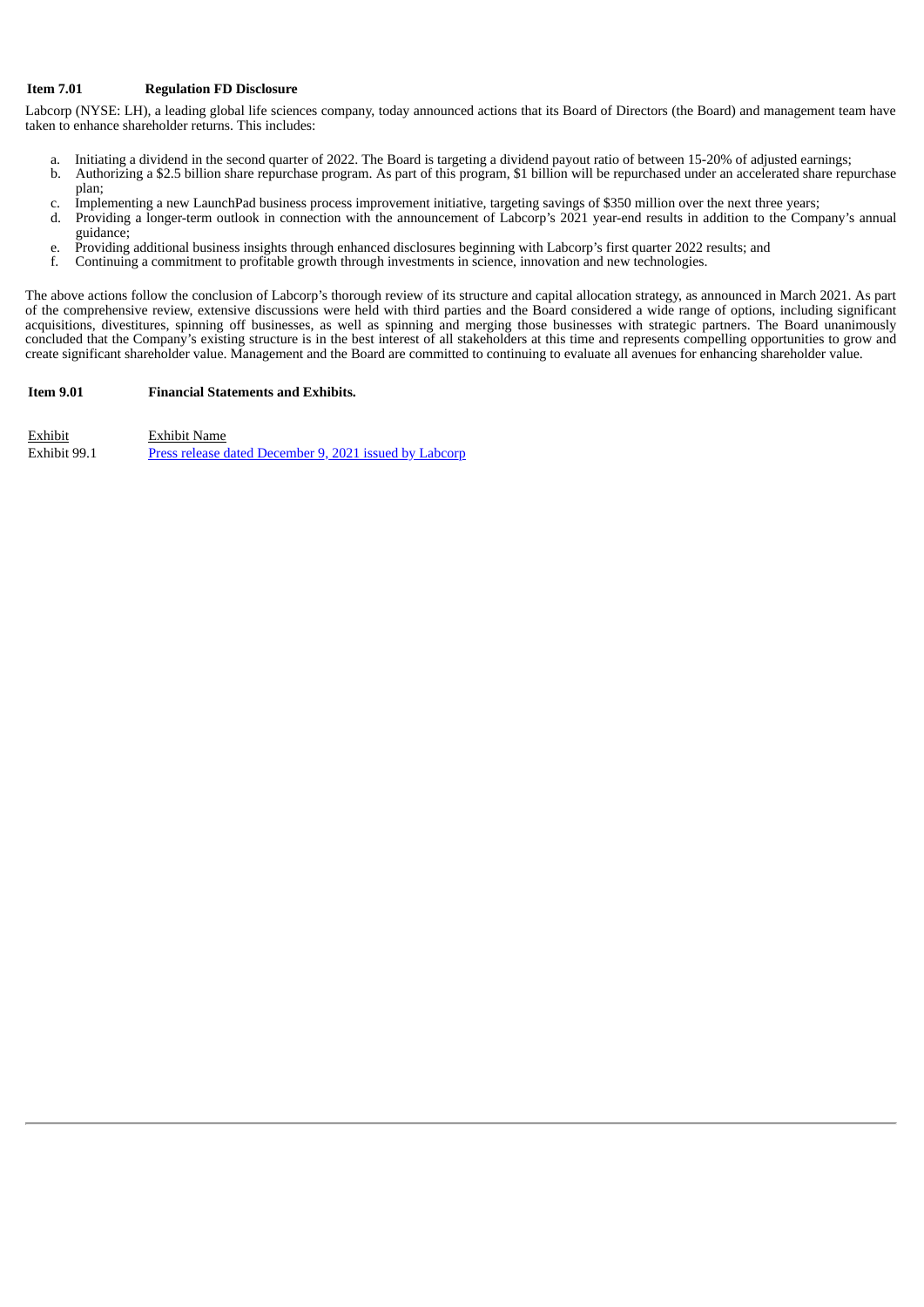**Item 7.01 Regulation FD Disclosure**

Labcorp (NYSE: LH), a leading global life sciences company, today announced actions that its Board of Directors (the Board) and management team have taken to enhance shareholder returns. This includes:

a. Initiating a dividend in the second quarter of 2022. The Board is targeting a dividend payout ratio of between 15-20% of adjusted earnings;
b. Authorizing a $2.5 billion share repurchase program. As part of this program, $1 billion will be repurchased under an accelerated share repurchase plan;
c. Implementing a new LaunchPad business process improvement initiative, targeting savings of $350 million over the next three years;
d. Providing a longer-term outlook in connection with the announcement of Labcorp's 2021 year-end results in addition to the Company's annual guidance;
e. Providing additional business insights through enhanced disclosures beginning with Labcorp's first quarter 2022 results; and
f. Continuing a commitment to profitable growth through investments in science, innovation and new technologies.

The above actions follow the conclusion of Labcorp's thorough review of its structure and capital allocation strategy, as announced in March 2021. As part of the comprehensive review, extensive discussions were held with third parties and the Board considered a wide range of options, including significant acquisitions, divestitures, spinning off businesses, as well as spinning and merging those businesses with strategic partners. The Board unanimously concluded that the Company's existing structure is in the best interest of all stakeholders at this time and represents compelling opportunities to grow and create significant shareholder value. Management and the Board are committed to continuing to evaluate all avenues for enhancing shareholder value.

**Item 9.01 Financial Statements and Exhibits.**

| Exhibit | Exhibit Name |
|---|---|
| Exhibit 99.1 | Press release dated December 9, 2021 issued by Labcorp |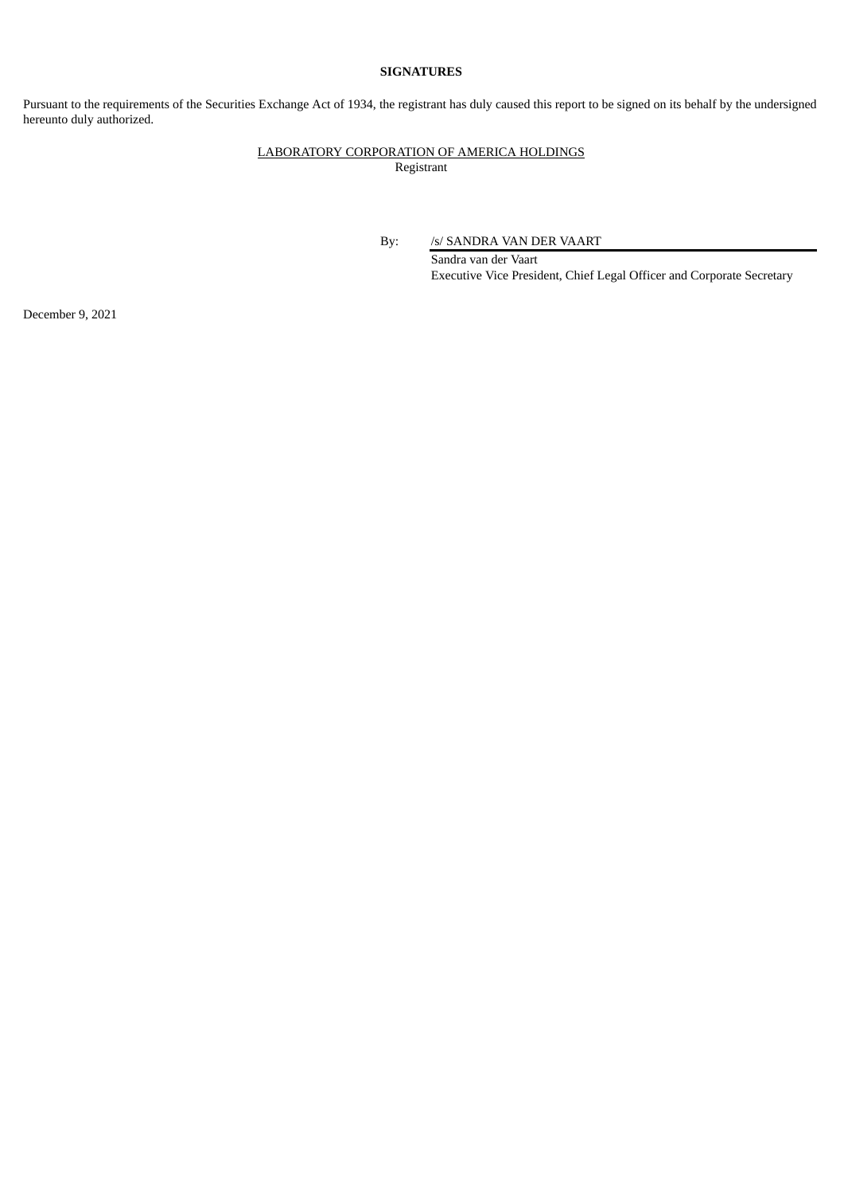**SIGNATURES**

Pursuant to the requirements of the Securities Exchange Act of 1934, the registrant has duly caused this report to be signed on its behalf by the undersigned hereunto duly authorized.

LABORATORY CORPORATION OF AMERICA HOLDINGS
Registrant

By: /s/ SANDRA VAN DER VAART
Sandra van der Vaart
Executive Vice President, Chief Legal Officer and Corporate Secretary

December 9, 2021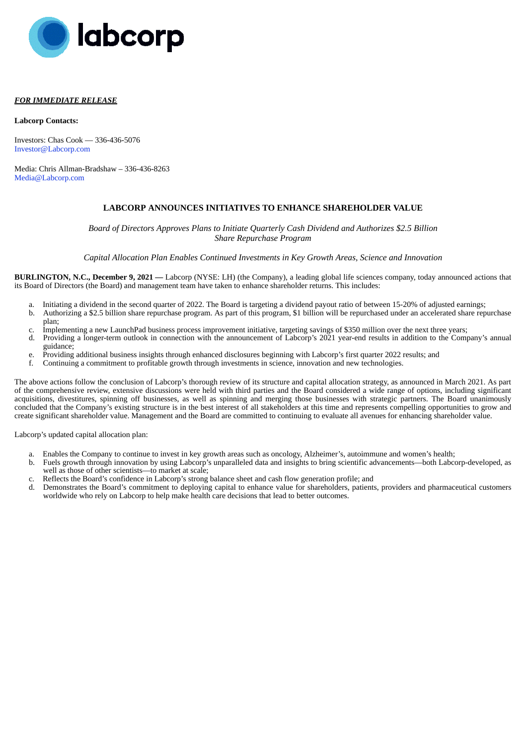***FOR IMMEDIATE RELEASE***

**Labcorp Contacts:**

Investors: Chas Cook — 336-436-5076
Investor@Labcorp.com

Media: Chris Allman-Bradshaw – 336-436-8263
Media@Labcorp.com

## LABCORP ANNOUNCES INITIATIVES TO ENHANCE SHAREHOLDER VALUE

*Board of Directors Approves Plans to Initiate Quarterly Cash Dividend and Authorizes $2.5 Billion Share Repurchase Program*

*Capital Allocation Plan Enables Continued Investments in Key Growth Areas, Science and Innovation*

**BURLINGTON, N.C., December 9, 2021 —** Labcorp (NYSE: LH) (the Company), a leading global life sciences company, today announced actions that its Board of Directors (the Board) and management team have taken to enhance shareholder returns. This includes:

a. Initiating a dividend in the second quarter of 2022. The Board is targeting a dividend payout ratio of between 15-20% of adjusted earnings;
b. Authorizing a $2.5 billion share repurchase program. As part of this program, $1 billion will be repurchased under an accelerated share repurchase plan;
c. Implementing a new LaunchPad business process improvement initiative, targeting savings of $350 million over the next three years;
d. Providing a longer-term outlook in connection with the announcement of Labcorp's 2021 year-end results in addition to the Company's annual guidance;
e. Providing additional business insights through enhanced disclosures beginning with Labcorp's first quarter 2022 results; and
f. Continuing a commitment to profitable growth through investments in science, innovation and new technologies.

The above actions follow the conclusion of Labcorp's thorough review of its structure and capital allocation strategy, as announced in March 2021. As part of the comprehensive review, extensive discussions were held with third parties and the Board considered a wide range of options, including significant acquisitions, divestitures, spinning off businesses, as well as spinning and merging those businesses with strategic partners. The Board unanimously concluded that the Company's existing structure is in the best interest of all stakeholders at this time and represents compelling opportunities to grow and create significant shareholder value. Management and the Board are committed to continuing to evaluate all avenues for enhancing shareholder value.

Labcorp's updated capital allocation plan:

a. Enables the Company to continue to invest in key growth areas such as oncology, Alzheimer's, autoimmune and women's health;
b. Fuels growth through innovation by using Labcorp's unparalleled data and insights to bring scientific advancements—both Labcorp-developed, as well as those of other scientists—to market at scale;
c. Reflects the Board's confidence in Labcorp's strong balance sheet and cash flow generation profile; and
d. Demonstrates the Board's commitment to deploying capital to enhance value for shareholders, patients, providers and pharmaceutical customers worldwide who rely on Labcorp to help make health care decisions that lead to better outcomes.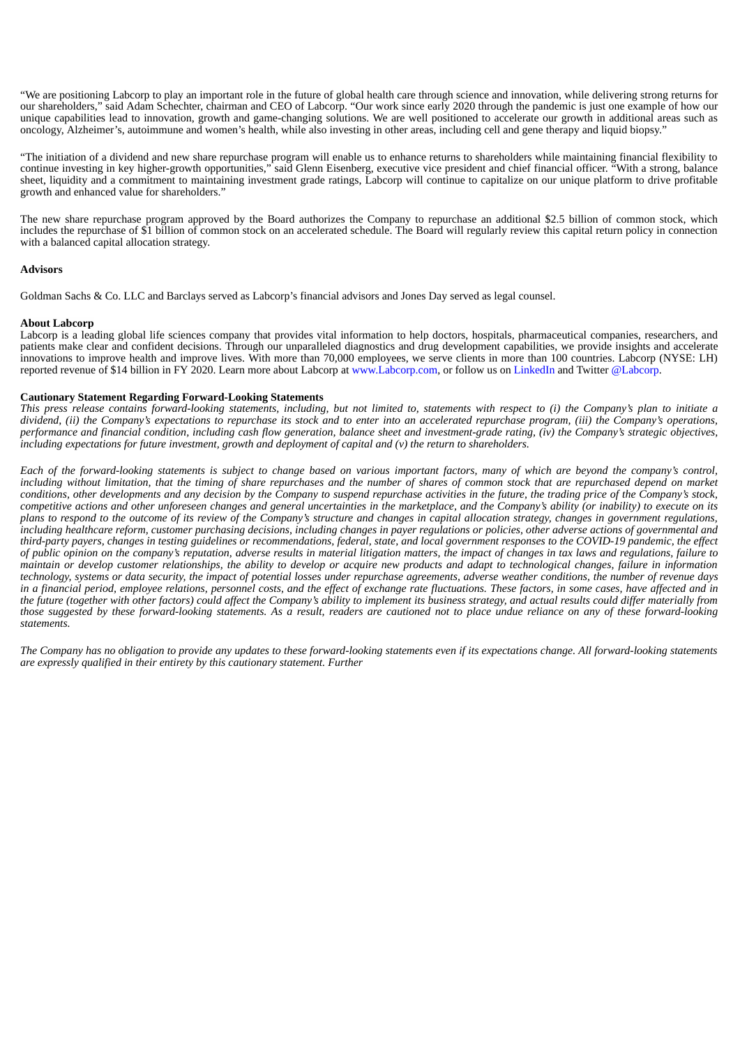"We are positioning Labcorp to play an important role in the future of global health care through science and innovation, while delivering strong returns for our shareholders," said Adam Schechter, chairman and CEO of Labcorp. "Our work since early 2020 through the pandemic is just one example of how our unique capabilities lead to innovation, growth and game-changing solutions. We are well positioned to accelerate our growth in additional areas such as oncology, Alzheimer's, autoimmune and women's health, while also investing in other areas, including cell and gene therapy and liquid biopsy."

"The initiation of a dividend and new share repurchase program will enable us to enhance returns to shareholders while maintaining financial flexibility to continue investing in key higher-growth opportunities," said Glenn Eisenberg, executive vice president and chief financial officer. "With a strong, balance sheet, liquidity and a commitment to maintaining investment grade ratings, Labcorp will continue to capitalize on our unique platform to drive profitable growth and enhanced value for shareholders."

The new share repurchase program approved by the Board authorizes the Company to repurchase an additional $2.5 billion of common stock, which includes the repurchase of $1 billion of common stock on an accelerated schedule. The Board will regularly review this capital return policy in connection with a balanced capital allocation strategy.

**Advisors**

Goldman Sachs & Co. LLC and Barclays served as Labcorp's financial advisors and Jones Day served as legal counsel.

**About Labcorp**

Labcorp is a leading global life sciences company that provides vital information to help doctors, hospitals, pharmaceutical companies, researchers, and patients make clear and confident decisions. Through our unparalleled diagnostics and drug development capabilities, we provide insights and accelerate innovations to improve health and improve lives. With more than 70,000 employees, we serve clients in more than 100 countries. Labcorp (NYSE: LH) reported revenue of $14 billion in FY 2020. Learn more about Labcorp at www.Labcorp.com, or follow us on LinkedIn and Twitter @Labcorp.

**Cautionary Statement Regarding Forward-Looking Statements**

*This press release contains forward-looking statements, including, but not limited to, statements with respect to (i) the Company's plan to initiate a dividend, (ii) the Company's expectations to repurchase its stock and to enter into an accelerated repurchase program, (iii) the Company's operations, performance and financial condition, including cash flow generation, balance sheet and investment-grade rating, (iv) the Company's strategic objectives, including expectations for future investment, growth and deployment of capital and (v) the return to shareholders.*

*Each of the forward-looking statements is subject to change based on various important factors, many of which are beyond the company's control, including without limitation, that the timing of share repurchases and the number of shares of common stock that are repurchased depend on market conditions, other developments and any decision by the Company to suspend repurchase activities in the future, the trading price of the Company's stock, competitive actions and other unforeseen changes and general uncertainties in the marketplace, and the Company's ability (or inability) to execute on its plans to respond to the outcome of its review of the Company's structure and changes in capital allocation strategy, changes in government regulations, including healthcare reform, customer purchasing decisions, including changes in payer regulations or policies, other adverse actions of governmental and third-party payers, changes in testing guidelines or recommendations, federal, state, and local government responses to the COVID-19 pandemic, the effect of public opinion on the company's reputation, adverse results in material litigation matters, the impact of changes in tax laws and regulations, failure to maintain or develop customer relationships, the ability to develop or acquire new products and adapt to technological changes, failure in information technology, systems or data security, the impact of potential losses under repurchase agreements, adverse weather conditions, the number of revenue days in a financial period, employee relations, personnel costs, and the effect of exchange rate fluctuations. These factors, in some cases, have affected and in the future (together with other factors) could affect the Company's ability to implement its business strategy, and actual results could differ materially from those suggested by these forward-looking statements. As a result, readers are cautioned not to place undue reliance on any of these forward-looking statements.*

*The Company has no obligation to provide any updates to these forward-looking statements even if its expectations change. All forward-looking statements are expressly qualified in their entirety by this cautionary statement. Further*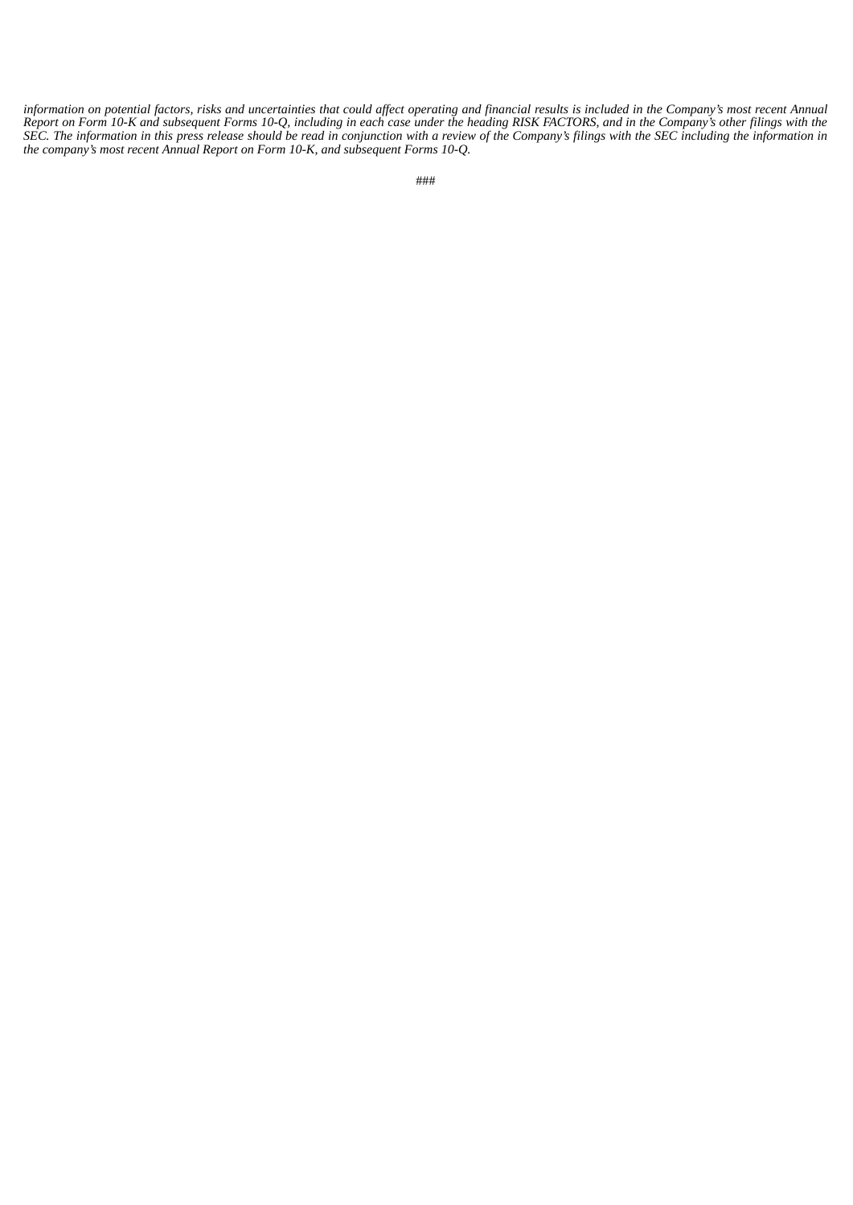*information on potential factors, risks and uncertainties that could affect operating and financial results is included in the Company's most recent Annual Report on Form 10-K and subsequent Forms 10-Q, including in each case under the heading RISK FACTORS, and in the Company's other filings with the SEC. The information in this press release should be read in conjunction with a review of the Company's filings with the SEC including the information in the company's most recent Annual Report on Form 10-K, and subsequent Forms 10-Q.*

###